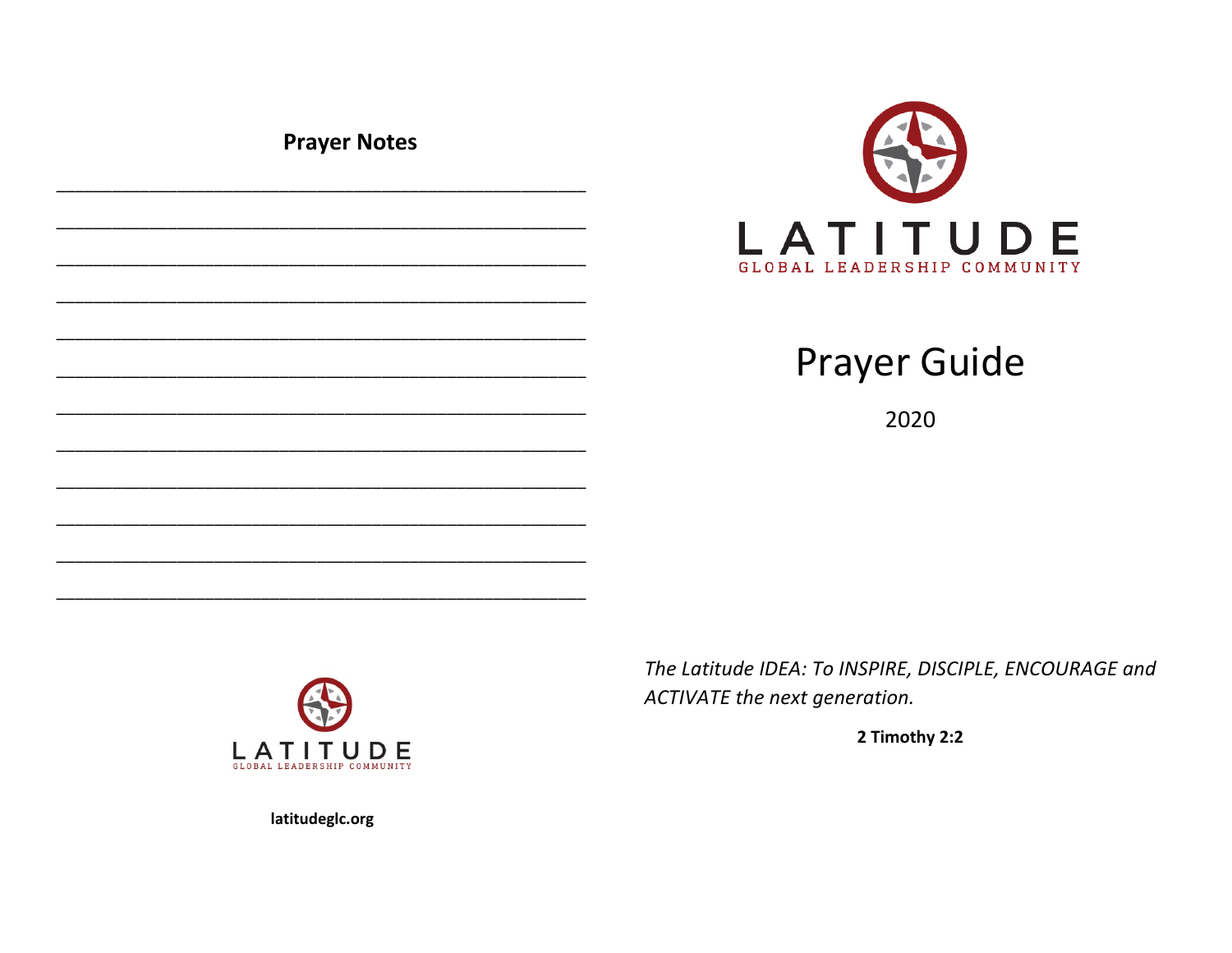## Prayer Notes

\_\_\_\_\_\_\_\_\_\_\_\_\_\_\_\_\_\_\_\_\_\_\_\_\_\_\_\_\_\_\_\_\_\_\_\_\_\_\_\_\_\_\_\_\_\_\_\_

\_\_\_\_\_\_\_\_\_\_\_\_\_\_\_\_\_\_\_\_\_\_\_\_\_\_\_\_\_\_\_\_\_\_\_\_\_\_\_\_\_\_\_\_\_\_\_\_

\_\_\_\_\_\_\_\_\_\_\_\_\_\_\_\_\_\_\_\_\_\_\_\_\_\_\_\_\_\_\_\_\_\_\_\_\_\_\_\_\_\_\_\_\_\_\_\_

\_\_\_\_\_\_\_\_\_\_\_\_\_\_\_\_\_\_\_\_\_\_\_\_\_\_\_\_\_\_\_\_\_\_\_\_\_\_\_\_\_\_\_\_\_\_\_\_

\_\_\_\_\_\_\_\_\_\_\_\_\_\_\_\_\_\_\_\_\_\_\_\_\_\_\_\_\_\_\_\_\_\_\_\_\_\_\_\_\_\_\_\_\_\_\_\_

\_\_\_\_\_\_\_\_\_\_\_\_\_\_\_\_\_\_\_\_\_\_\_\_\_\_\_\_\_\_\_\_\_\_\_\_\_\_\_\_\_\_\_\_\_\_\_\_

\_\_\_\_\_\_\_\_\_\_\_\_\_\_\_\_\_\_\_\_\_\_\_\_\_\_\_\_\_\_\_\_\_\_\_\_\_\_\_\_\_\_\_\_\_\_\_\_

\_\_\_\_\_\_\_\_\_\_\_\_\_\_\_\_\_\_\_\_\_\_\_\_\_\_\_\_\_\_\_\_\_\_\_\_\_\_\_\_\_\_\_\_\_\_\_\_

\_\_\_\_\_\_\_\_\_\_\_\_\_\_\_\_\_\_\_\_\_\_\_\_\_\_\_\_\_\_\_\_\_\_\_\_\_\_\_\_\_\_\_\_\_\_\_\_

\_\_\_\_\_\_\_\_\_\_\_\_\_\_\_\_\_\_\_\_\_\_\_\_\_\_\_\_\_\_\_\_\_\_\_\_\_\_\_\_\_\_\_\_\_\_\_\_

\_\_\_\_\_\_\_\_\_\_\_\_\_\_\_\_\_\_\_\_\_\_\_\_\_\_\_\_\_\_\_\_\_\_\_\_\_\_\_\_\_\_\_\_\_\_\_\_

\_\_\_\_\_\_\_\_\_\_\_\_\_\_\_\_\_\_\_\_\_\_\_\_\_\_\_\_\_\_\_\_\_\_\_\_\_\_\_\_\_\_\_\_\_\_\_\_

LATITUDE
GLOBAL LEADERSHIP COMMUNITY

**latitudeglc.org**

LATITUDE
GLOBAL LEADERSHIP COMMUNITY

# Prayer Guide

2020

*The Latitude IDEA: To INSPIRE, DISCIPLE, ENCOURAGE and ACTIVATE the next generation.*

**2 Timothy 2:2**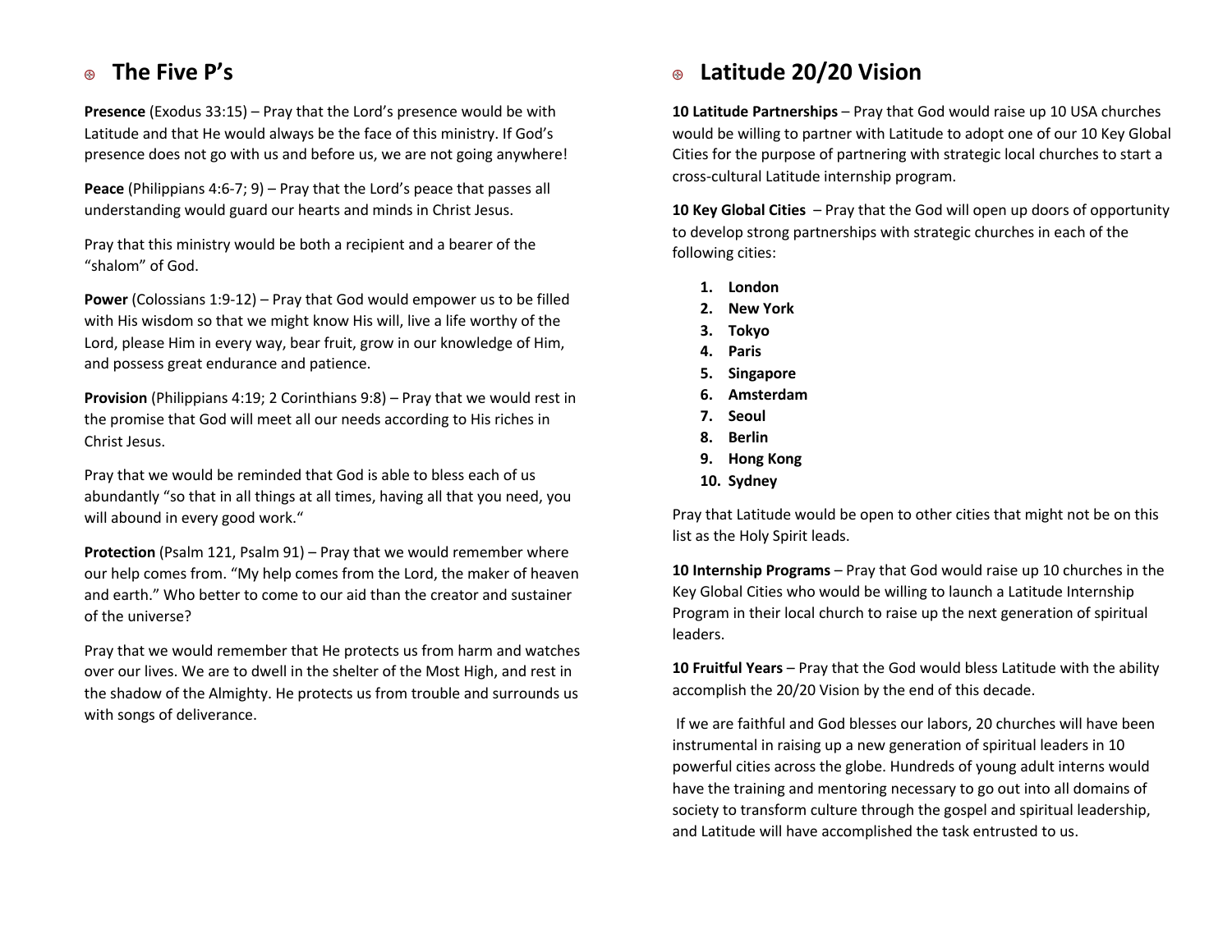## The Five P's

**Presence** (Exodus 33:15) – Pray that the Lord's presence would be with Latitude and that He would always be the face of this ministry. If God's presence does not go with us and before us, we are not going anywhere!

**Peace** (Philippians 4:6-7; 9) – Pray that the Lord's peace that passes all understanding would guard our hearts and minds in Christ Jesus.

Pray that this ministry would be both a recipient and a bearer of the "shalom" of God.

**Power** (Colossians 1:9-12) – Pray that God would empower us to be filled with His wisdom so that we might know His will, live a life worthy of the Lord, please Him in every way, bear fruit, grow in our knowledge of Him, and possess great endurance and patience.

**Provision** (Philippians 4:19; 2 Corinthians 9:8) – Pray that we would rest in the promise that God will meet all our needs according to His riches in Christ Jesus.

Pray that we would be reminded that God is able to bless each of us abundantly "so that in all things at all times, having all that you need, you will abound in every good work."

**Protection** (Psalm 121, Psalm 91) – Pray that we would remember where our help comes from. "My help comes from the Lord, the maker of heaven and earth." Who better to come to our aid than the creator and sustainer of the universe?

Pray that we would remember that He protects us from harm and watches over our lives. We are to dwell in the shelter of the Most High, and rest in the shadow of the Almighty. He protects us from trouble and surrounds us with songs of deliverance.

## Latitude 20/20 Vision

**10 Latitude Partnerships** – Pray that God would raise up 10 USA churches would be willing to partner with Latitude to adopt one of our 10 Key Global Cities for the purpose of partnering with strategic local churches to start a cross-cultural Latitude internship program.

**10 Key Global Cities** – Pray that the God will open up doors of opportunity to develop strong partnerships with strategic churches in each of the following cities:

1. **London**
2. **New York**
3. **Tokyo**
4. **Paris**
5. **Singapore**
6. **Amsterdam**
7. **Seoul**
8. **Berlin**
9. **Hong Kong**
10. **Sydney**

Pray that Latitude would be open to other cities that might not be on this list as the Holy Spirit leads.

**10 Internship Programs** – Pray that God would raise up 10 churches in the Key Global Cities who would be willing to launch a Latitude Internship Program in their local church to raise up the next generation of spiritual leaders.

**10 Fruitful Years** – Pray that the God would bless Latitude with the ability accomplish the 20/20 Vision by the end of this decade.

If we are faithful and God blesses our labors, 20 churches will have been instrumental in raising up a new generation of spiritual leaders in 10 powerful cities across the globe. Hundreds of young adult interns would have the training and mentoring necessary to go out into all domains of society to transform culture through the gospel and spiritual leadership, and Latitude will have accomplished the task entrusted to us.